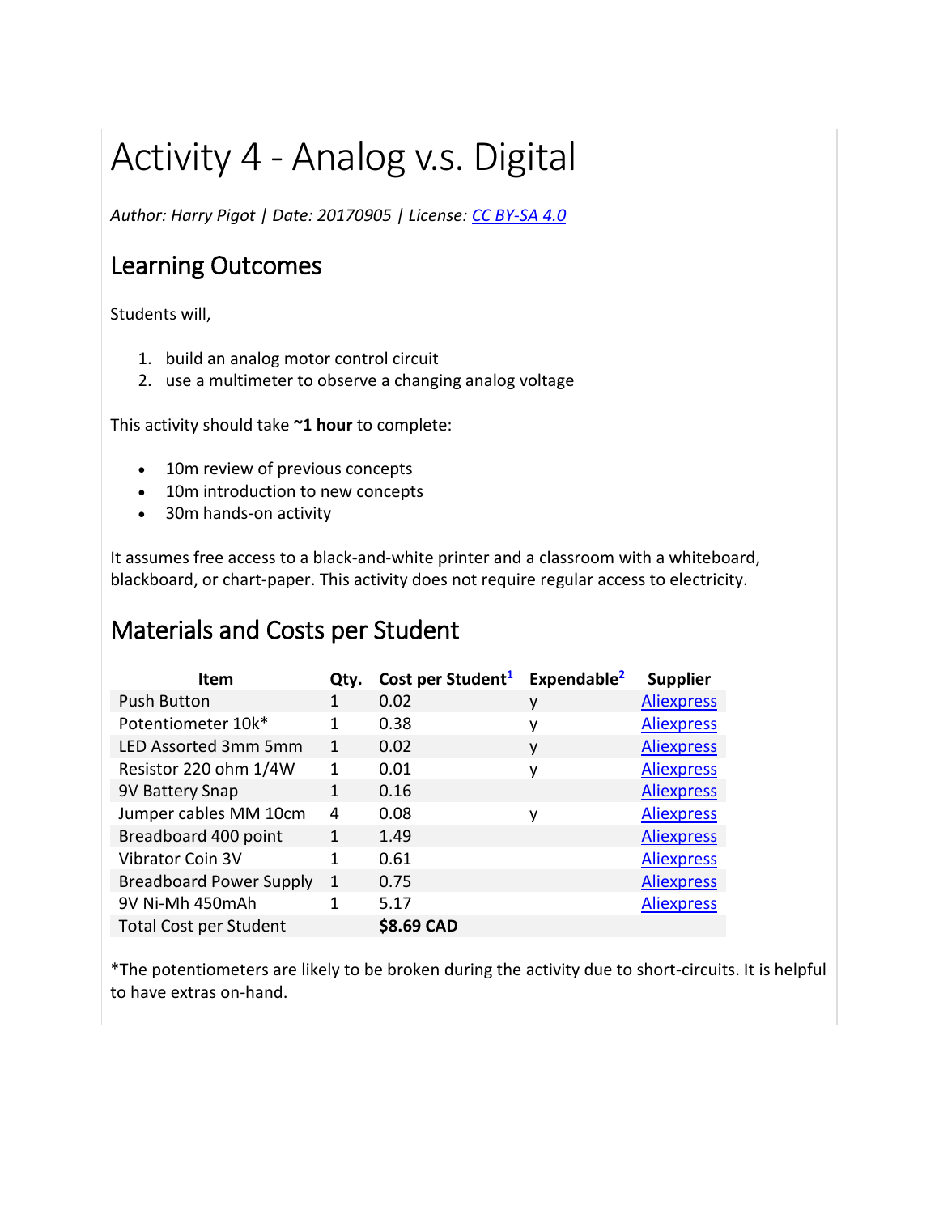# Activity 4 - Analog v.s. Digital

*Author: Harry Pigot | Date: 20170905 | License: [CC BY-SA 4.0]*

## Learning Outcomes

Students will,

1. build an analog motor control circuit
2. use a multimeter to observe a changing analog voltage

This activity should take **~1 hour** to complete:

- 10m review of previous concepts
- 10m introduction to new concepts
- 30m hands-on activity

It assumes free access to a black-and-white printer and a classroom with a whiteboard, blackboard, or chart-paper. This activity does not require regular access to electricity.

## Materials and Costs per Student

| Item | Qty. | Cost per Student[1] | Expendable[2] | Supplier |
|---|---|---|---|---|
| Push Button | 1 | 0.02 | y | Aliexpress |
| Potentiometer 10k* | 1 | 0.38 | y | Aliexpress |
| LED Assorted 3mm 5mm | 1 | 0.02 | y | Aliexpress |
| Resistor 220 ohm 1/4W | 1 | 0.01 | y | Aliexpress |
| 9V Battery Snap | 1 | 0.16 | | Aliexpress |
| Jumper cables MM 10cm | 4 | 0.08 | y | Aliexpress |
| Breadboard 400 point | 1 | 1.49 | | Aliexpress |
| Vibrator Coin 3V | 1 | 0.61 | | Aliexpress |
| Breadboard Power Supply | 1 | 0.75 | | Aliexpress |
| 9V Ni-Mh 450mAh | 1 | 5.17 | | Aliexpress |
| Total Cost per Student | | **$8.69 CAD** | | |

*The potentiometers are likely to be broken during the activity due to short-circuits. It is helpful to have extras on-hand.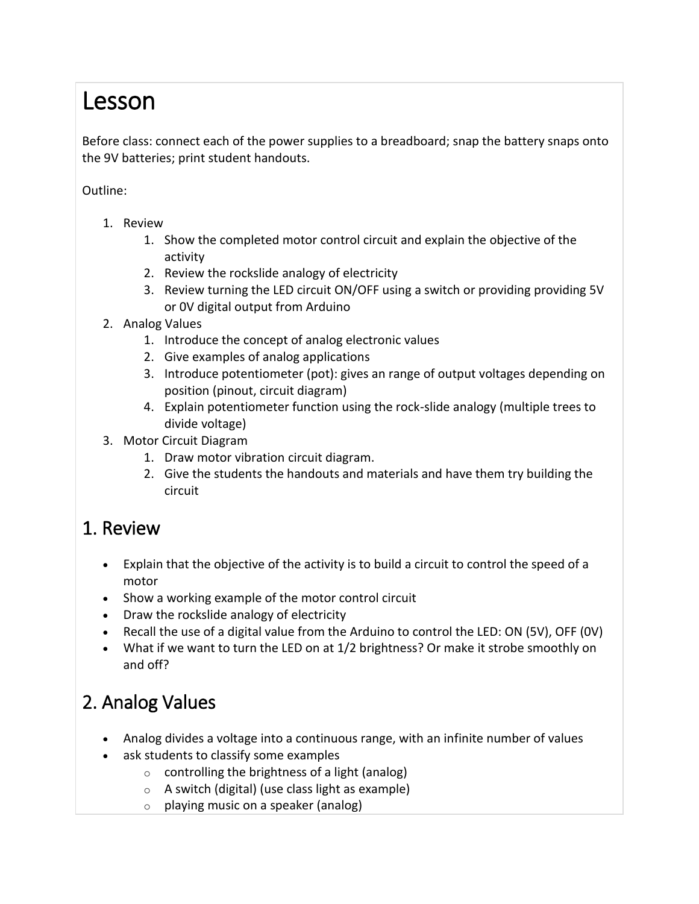# Lesson

Before class: connect each of the power supplies to a breadboard; snap the battery snaps onto the 9V batteries; print student handouts.

Outline:

1. Review
    1. Show the completed motor control circuit and explain the objective of the activity
    2. Review the rockslide analogy of electricity
    3. Review turning the LED circuit ON/OFF using a switch or providing providing 5V or 0V digital output from Arduino
2. Analog Values
    1. Introduce the concept of analog electronic values
    2. Give examples of analog applications
    3. Introduce potentiometer (pot): gives an range of output voltages depending on position (pinout, circuit diagram)
    4. Explain potentiometer function using the rock-slide analogy (multiple trees to divide voltage)
3. Motor Circuit Diagram
    1. Draw motor vibration circuit diagram.
    2. Give the students the handouts and materials and have them try building the circuit

## 1. Review

- Explain that the objective of the activity is to build a circuit to control the speed of a motor
- Show a working example of the motor control circuit
- Draw the rockslide analogy of electricity
- Recall the use of a digital value from the Arduino to control the LED: ON (5V), OFF (0V)
- What if we want to turn the LED on at 1/2 brightness? Or make it strobe smoothly on and off?

## 2. Analog Values

- Analog divides a voltage into a continuous range, with an infinite number of values
- ask students to classify some examples
    - controlling the brightness of a light (analog)
    - A switch (digital) (use class light as example)
    - playing music on a speaker (analog)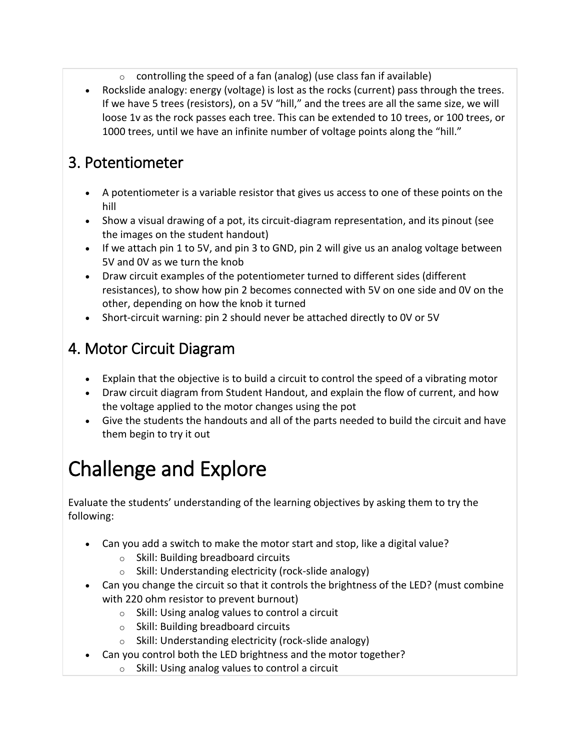- controlling the speed of a fan (analog) (use class fan if available)
- Rockslide analogy: energy (voltage) is lost as the rocks (current) pass through the trees. If we have 5 trees (resistors), on a 5V "hill," and the trees are all the same size, we will loose 1v as the rock passes each tree. This can be extended to 10 trees, or 100 trees, or 1000 trees, until we have an infinite number of voltage points along the "hill."

## 3. Potentiometer

- A potentiometer is a variable resistor that gives us access to one of these points on the hill
- Show a visual drawing of a pot, its circuit-diagram representation, and its pinout (see the images on the student handout)
- If we attach pin 1 to 5V, and pin 3 to GND, pin 2 will give us an analog voltage between 5V and 0V as we turn the knob
- Draw circuit examples of the potentiometer turned to different sides (different resistances), to show how pin 2 becomes connected with 5V on one side and 0V on the other, depending on how the knob it turned
- Short-circuit warning: pin 2 should never be attached directly to 0V or 5V

## 4. Motor Circuit Diagram

- Explain that the objective is to build a circuit to control the speed of a vibrating motor
- Draw circuit diagram from Student Handout, and explain the flow of current, and how the voltage applied to the motor changes using the pot
- Give the students the handouts and all of the parts needed to build the circuit and have them begin to try it out

# Challenge and Explore

Evaluate the students' understanding of the learning objectives by asking them to try the following:

- Can you add a switch to make the motor start and stop, like a digital value?
    - Skill: Building breadboard circuits
    - Skill: Understanding electricity (rock-slide analogy)
- Can you change the circuit so that it controls the brightness of the LED? (must combine with 220 ohm resistor to prevent burnout)
    - Skill: Using analog values to control a circuit
    - Skill: Building breadboard circuits
    - Skill: Understanding electricity (rock-slide analogy)
- Can you control both the LED brightness and the motor together?
    - Skill: Using analog values to control a circuit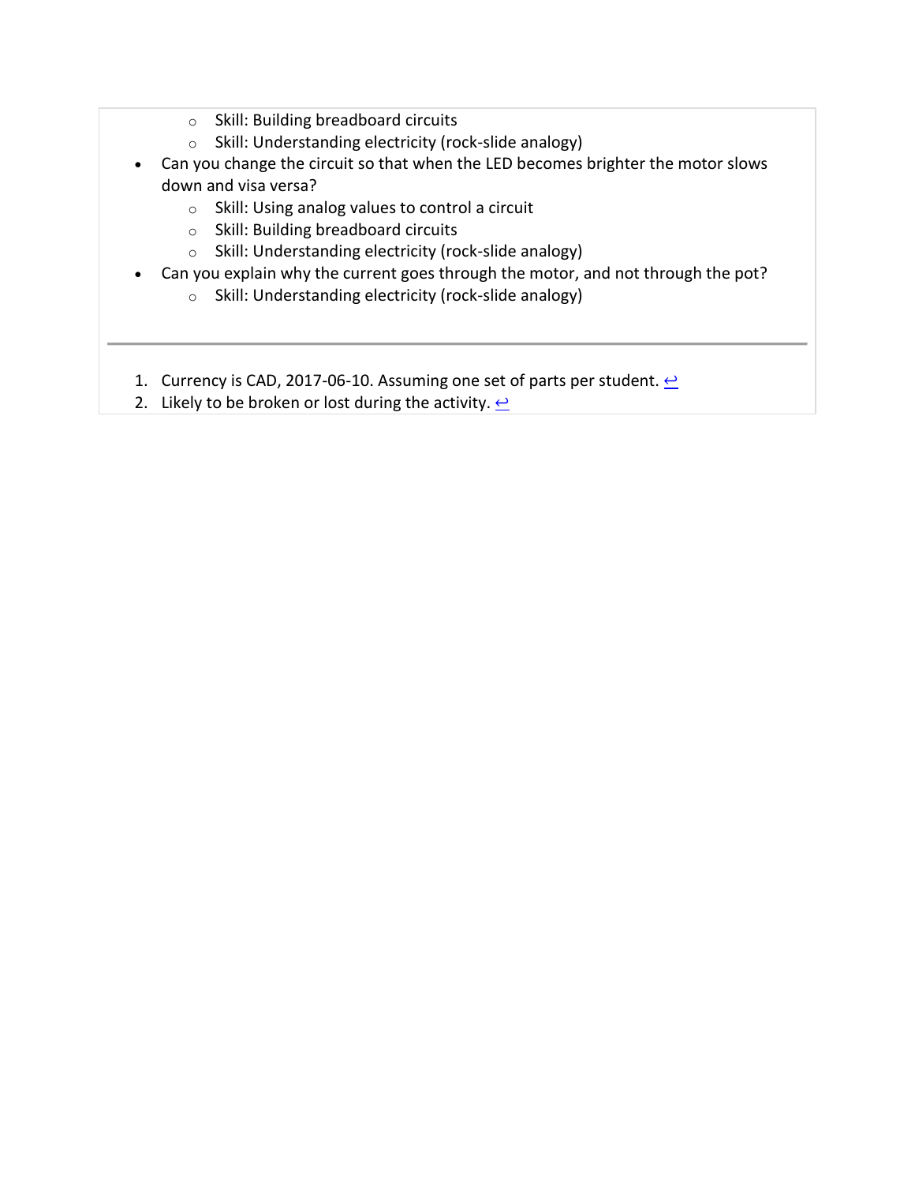- Skill: Building breadboard circuits
    - Skill: Understanding electricity (rock-slide analogy)
- Can you change the circuit so that when the LED becomes brighter the motor slows down and visa versa?
    - Skill: Using analog values to control a circuit
    - Skill: Building breadboard circuits
    - Skill: Understanding electricity (rock-slide analogy)
- Can you explain why the current goes through the motor, and not through the pot?
    - Skill: Understanding electricity (rock-slide analogy)

---

1. Currency is CAD, 2017-06-10. Assuming one set of parts per student. ↩
2. Likely to be broken or lost during the activity. ↩